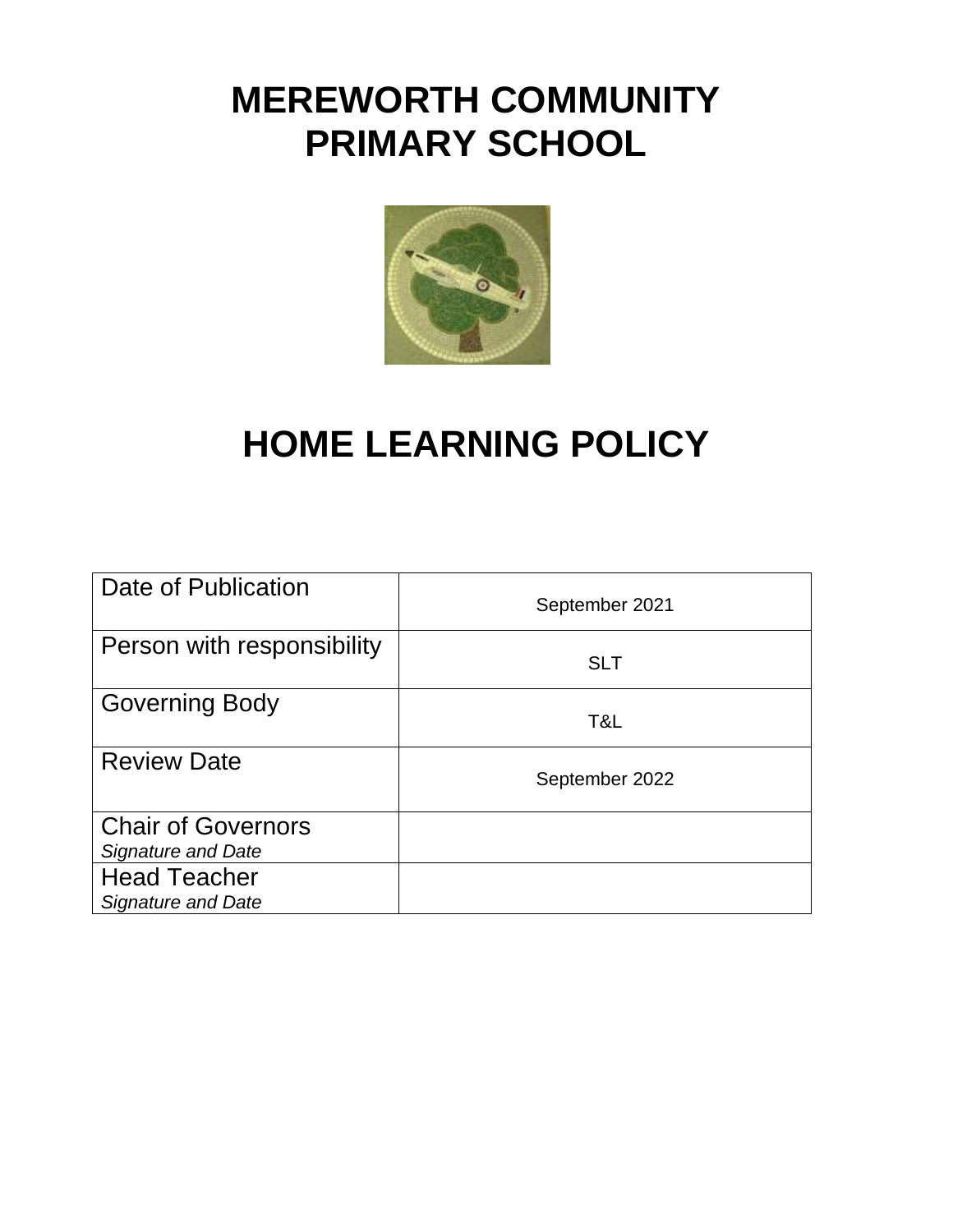# MEREWORTH COMMUNITY PRIMARY SCHOOL

# HOME LEARNING POLICY

| | |
|---|---|
| Date of Publication | September 2021 |
| Person with responsibility | SLT |
| Governing Body | T&L |
| Review Date | September 2022 |
| Chair of Governors *Signature and Date* | |
| Head Teacher *Signature and Date* | |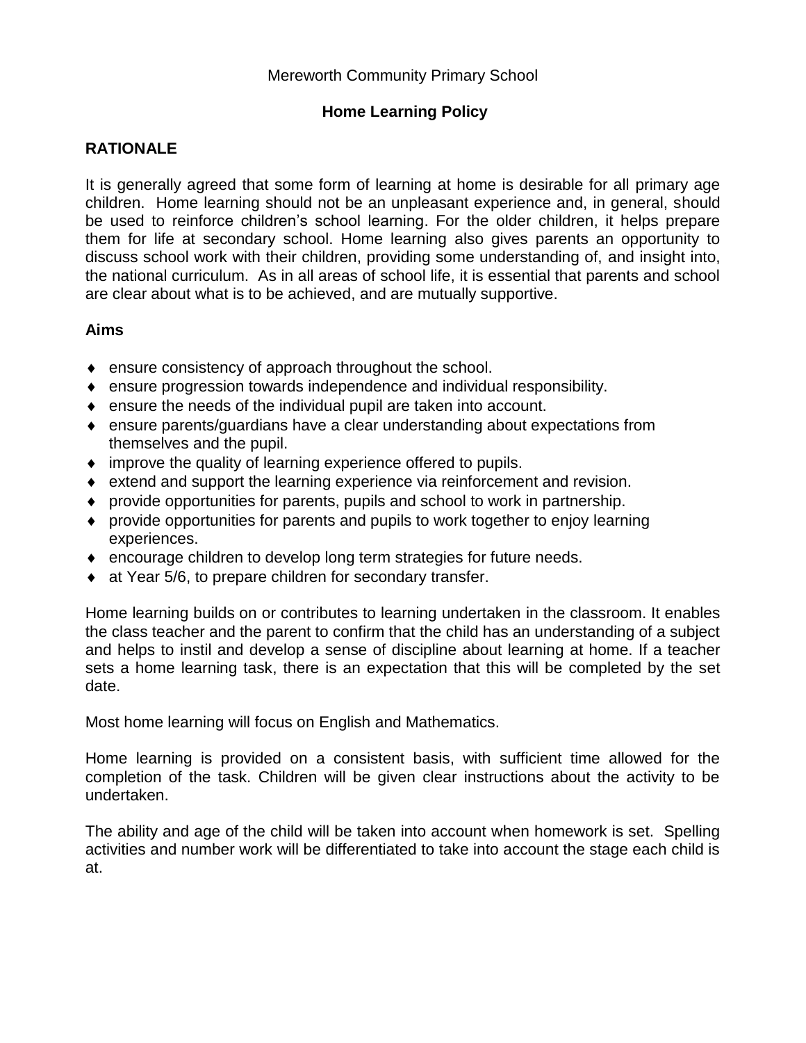Mereworth Community Primary School

**Home Learning Policy**

## RATIONALE

It is generally agreed that some form of learning at home is desirable for all primary age children. Home learning should not be an unpleasant experience and, in general, should be used to reinforce children's school learning. For the older children, it helps prepare them for life at secondary school. Home learning also gives parents an opportunity to discuss school work with their children, providing some understanding of, and insight into, the national curriculum. As in all areas of school life, it is essential that parents and school are clear about what is to be achieved, and are mutually supportive.

### Aims

- ensure consistency of approach throughout the school.
- ensure progression towards independence and individual responsibility.
- ensure the needs of the individual pupil are taken into account.
- ensure parents/guardians have a clear understanding about expectations from themselves and the pupil.
- improve the quality of learning experience offered to pupils.
- extend and support the learning experience via reinforcement and revision.
- provide opportunities for parents, pupils and school to work in partnership.
- provide opportunities for parents and pupils to work together to enjoy learning experiences.
- encourage children to develop long term strategies for future needs.
- at Year 5/6, to prepare children for secondary transfer.

Home learning builds on or contributes to learning undertaken in the classroom. It enables the class teacher and the parent to confirm that the child has an understanding of a subject and helps to instil and develop a sense of discipline about learning at home. If a teacher sets a home learning task, there is an expectation that this will be completed by the set date.

Most home learning will focus on English and Mathematics.

Home learning is provided on a consistent basis, with sufficient time allowed for the completion of the task. Children will be given clear instructions about the activity to be undertaken.

The ability and age of the child will be taken into account when homework is set. Spelling activities and number work will be differentiated to take into account the stage each child is at.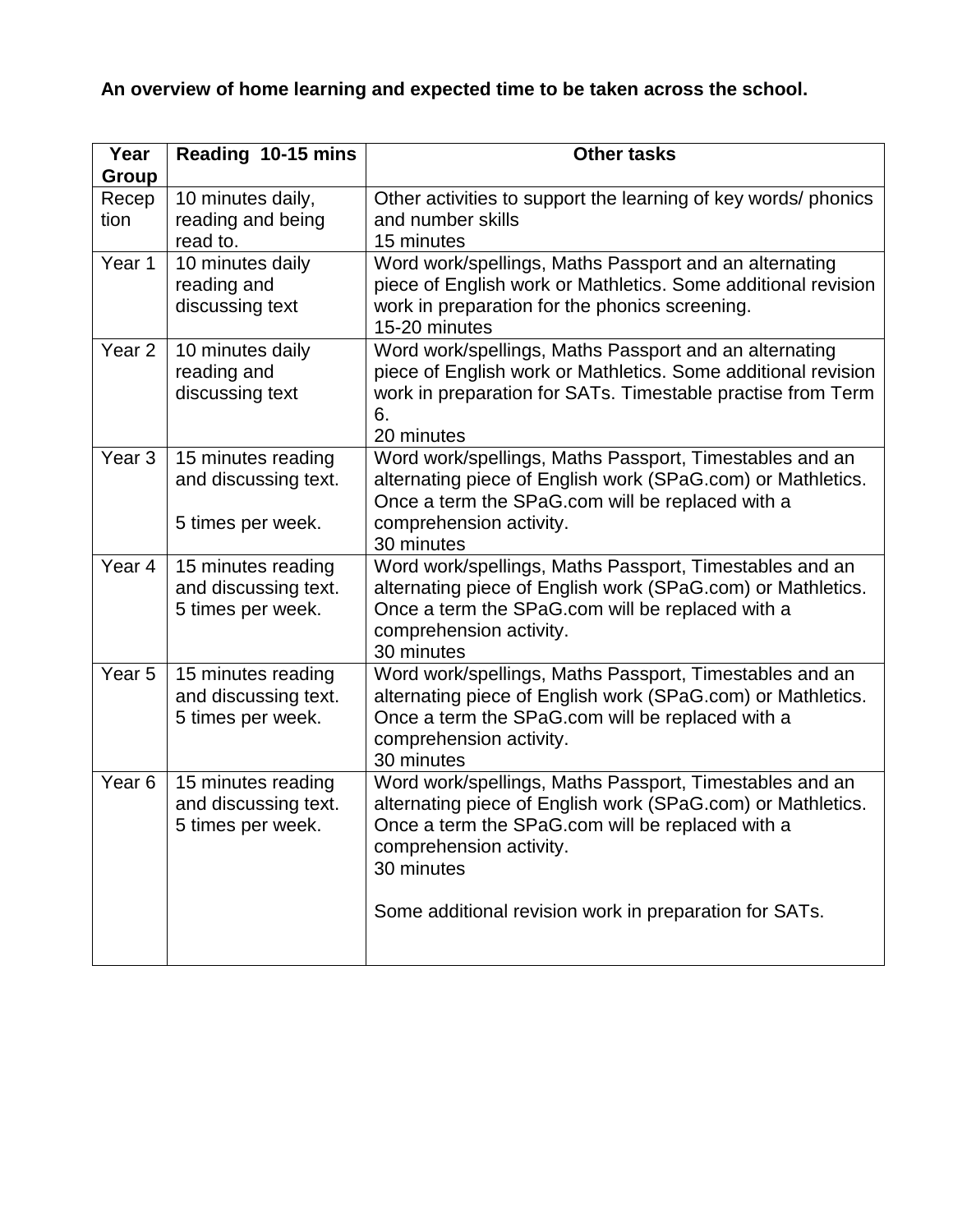**An overview of home learning and expected time to be taken across the school.**

| Year Group | Reading 10-15 mins | Other tasks |
|---|---|---|
| Reception | 10 minutes daily, reading and being read to. | Other activities to support the learning of key words/ phonics and number skills<br>15 minutes |
| Year 1 | 10 minutes daily reading and discussing text | Word work/spellings, Maths Passport and an alternating piece of English work or Mathletics. Some additional revision work in preparation for the phonics screening.<br>15-20 minutes |
| Year 2 | 10 minutes daily reading and discussing text | Word work/spellings, Maths Passport and an alternating piece of English work or Mathletics. Some additional revision work in preparation for SATs. Timestable practise from Term 6.<br>20 minutes |
| Year 3 | 15 minutes reading and discussing text.<br><br>5 times per week. | Word work/spellings, Maths Passport, Timestables and an alternating piece of English work (SPaG.com) or Mathletics. Once a term the SPaG.com will be replaced with a comprehension activity.<br>30 minutes |
| Year 4 | 15 minutes reading and discussing text. 5 times per week. | Word work/spellings, Maths Passport, Timestables and an alternating piece of English work (SPaG.com) or Mathletics. Once a term the SPaG.com will be replaced with a comprehension activity.<br>30 minutes |
| Year 5 | 15 minutes reading and discussing text. 5 times per week. | Word work/spellings, Maths Passport, Timestables and an alternating piece of English work (SPaG.com) or Mathletics. Once a term the SPaG.com will be replaced with a comprehension activity.<br>30 minutes |
| Year 6 | 15 minutes reading and discussing text. 5 times per week. | Word work/spellings, Maths Passport, Timestables and an alternating piece of English work (SPaG.com) or Mathletics. Once a term the SPaG.com will be replaced with a comprehension activity.<br>30 minutes<br><br>Some additional revision work in preparation for SATs. |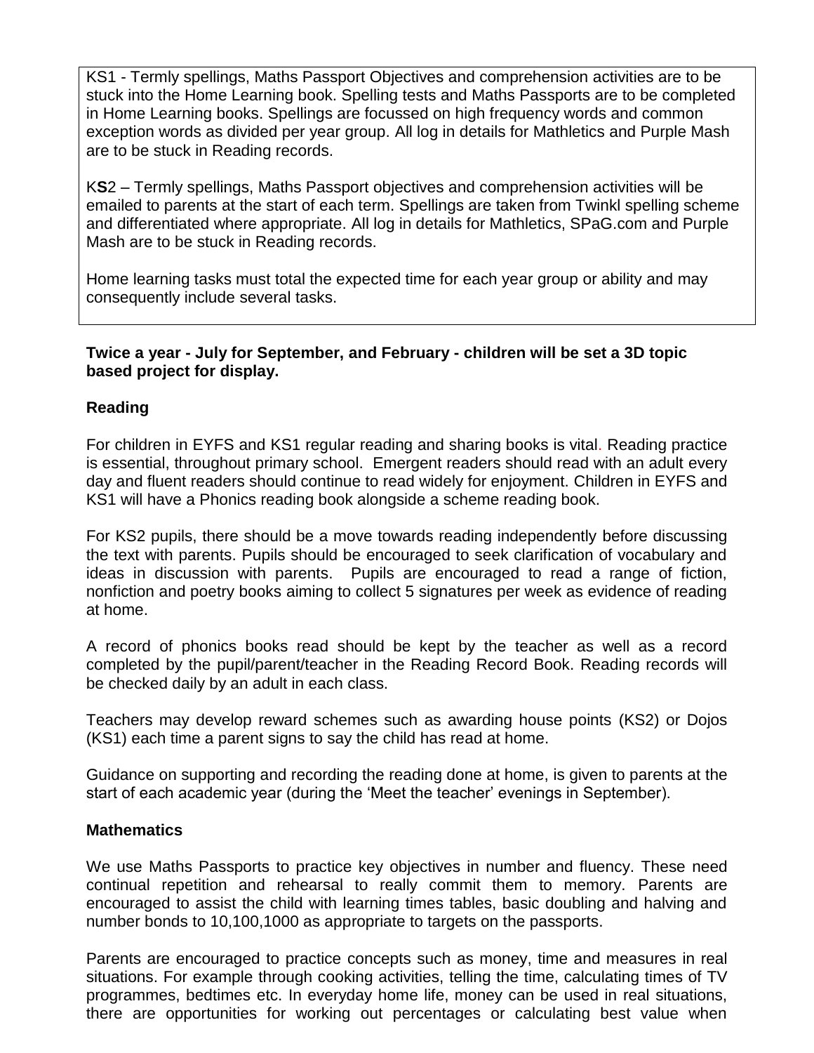KS1 - Termly spellings, Maths Passport Objectives and comprehension activities are to be stuck into the Home Learning book. Spelling tests and Maths Passports are to be completed in Home Learning books. Spellings are focussed on high frequency words and common exception words as divided per year group. All log in details for Mathletics and Purple Mash are to be stuck in Reading records.

K**S**2 – Termly spellings, Maths Passport objectives and comprehension activities will be emailed to parents at the start of each term. Spellings are taken from Twinkl spelling scheme and differentiated where appropriate. All log in details for Mathletics, SPaG.com and Purple Mash are to be stuck in Reading records.

Home learning tasks must total the expected time for each year group or ability and may consequently include several tasks.

**Twice a year - July for September, and February - children will be set a 3D topic based project for display.**

**Reading**

For children in EYFS and KS1 regular reading and sharing books is vital. Reading practice is essential, throughout primary school. Emergent readers should read with an adult every day and fluent readers should continue to read widely for enjoyment. Children in EYFS and KS1 will have a Phonics reading book alongside a scheme reading book.

For KS2 pupils, there should be a move towards reading independently before discussing the text with parents. Pupils should be encouraged to seek clarification of vocabulary and ideas in discussion with parents. Pupils are encouraged to read a range of fiction, nonfiction and poetry books aiming to collect 5 signatures per week as evidence of reading at home.

A record of phonics books read should be kept by the teacher as well as a record completed by the pupil/parent/teacher in the Reading Record Book. Reading records will be checked daily by an adult in each class.

Teachers may develop reward schemes such as awarding house points (KS2) or Dojos (KS1) each time a parent signs to say the child has read at home.

Guidance on supporting and recording the reading done at home, is given to parents at the start of each academic year (during the 'Meet the teacher' evenings in September).

**Mathematics**

We use Maths Passports to practice key objectives in number and fluency. These need continual repetition and rehearsal to really commit them to memory. Parents are encouraged to assist the child with learning times tables, basic doubling and halving and number bonds to 10,100,1000 as appropriate to targets on the passports.

Parents are encouraged to practice concepts such as money, time and measures in real situations. For example through cooking activities, telling the time, calculating times of TV programmes, bedtimes etc. In everyday home life, money can be used in real situations, there are opportunities for working out percentages or calculating best value when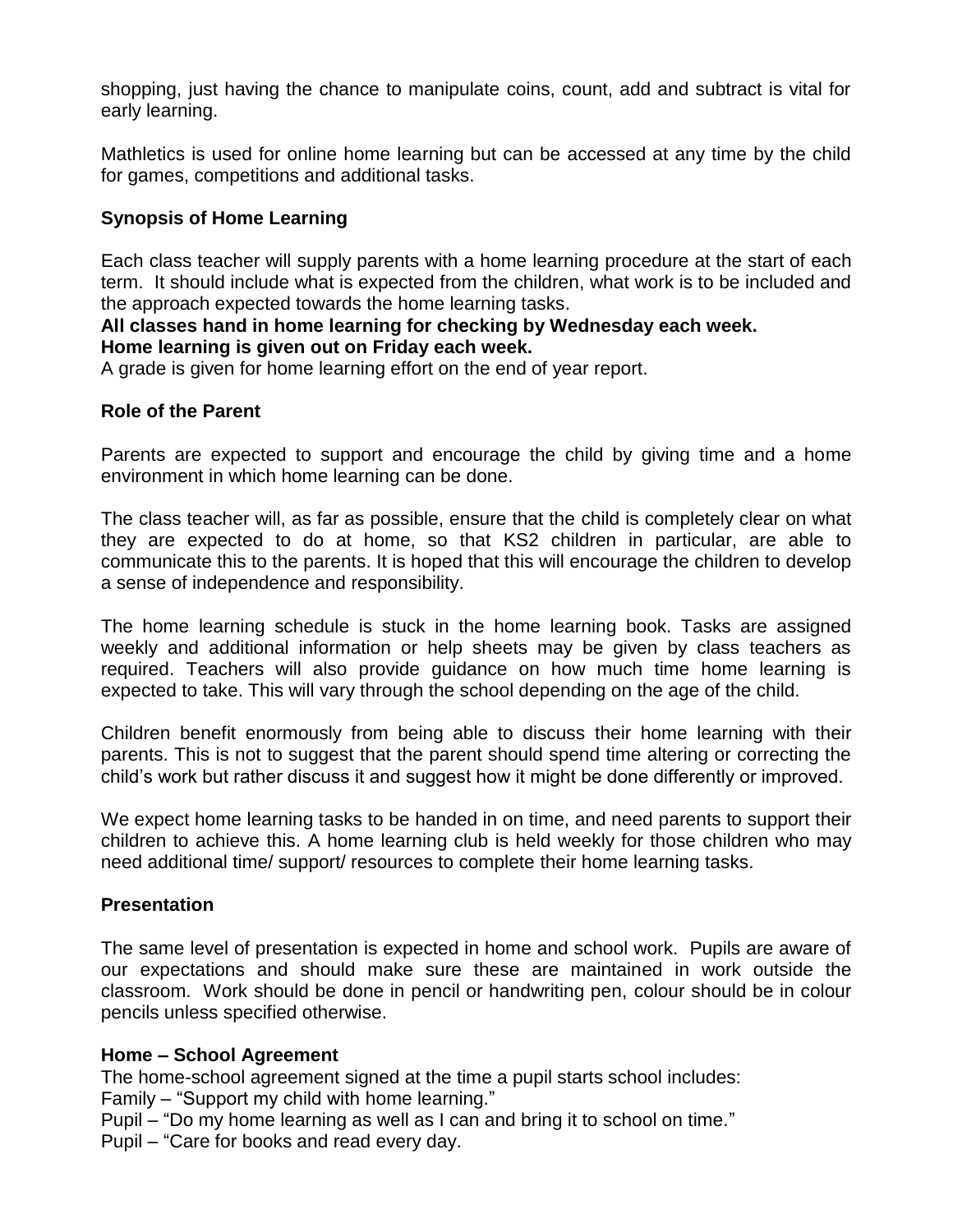shopping, just having the chance to manipulate coins, count, add and subtract is vital for early learning.

Mathletics is used for online home learning but can be accessed at any time by the child for games, competitions and additional tasks.

**Synopsis of Home Learning**

Each class teacher will supply parents with a home learning procedure at the start of each term. It should include what is expected from the children, what work is to be included and the approach expected towards the home learning tasks.
**All classes hand in home learning for checking by Wednesday each week.**
**Home learning is given out on Friday each week.**
A grade is given for home learning effort on the end of year report.

**Role of the Parent**

Parents are expected to support and encourage the child by giving time and a home environment in which home learning can be done.

The class teacher will, as far as possible, ensure that the child is completely clear on what they are expected to do at home, so that KS2 children in particular, are able to communicate this to the parents. It is hoped that this will encourage the children to develop a sense of independence and responsibility.

The home learning schedule is stuck in the home learning book. Tasks are assigned weekly and additional information or help sheets may be given by class teachers as required. Teachers will also provide guidance on how much time home learning is expected to take. This will vary through the school depending on the age of the child.

Children benefit enormously from being able to discuss their home learning with their parents. This is not to suggest that the parent should spend time altering or correcting the child's work but rather discuss it and suggest how it might be done differently or improved.

We expect home learning tasks to be handed in on time, and need parents to support their children to achieve this. A home learning club is held weekly for those children who may need additional time/ support/ resources to complete their home learning tasks.

**Presentation**

The same level of presentation is expected in home and school work. Pupils are aware of our expectations and should make sure these are maintained in work outside the classroom. Work should be done in pencil or handwriting pen, colour should be in colour pencils unless specified otherwise.

**Home – School Agreement**

The home-school agreement signed at the time a pupil starts school includes:
Family – "Support my child with home learning."
Pupil – "Do my home learning as well as I can and bring it to school on time."
Pupil – "Care for books and read every day.